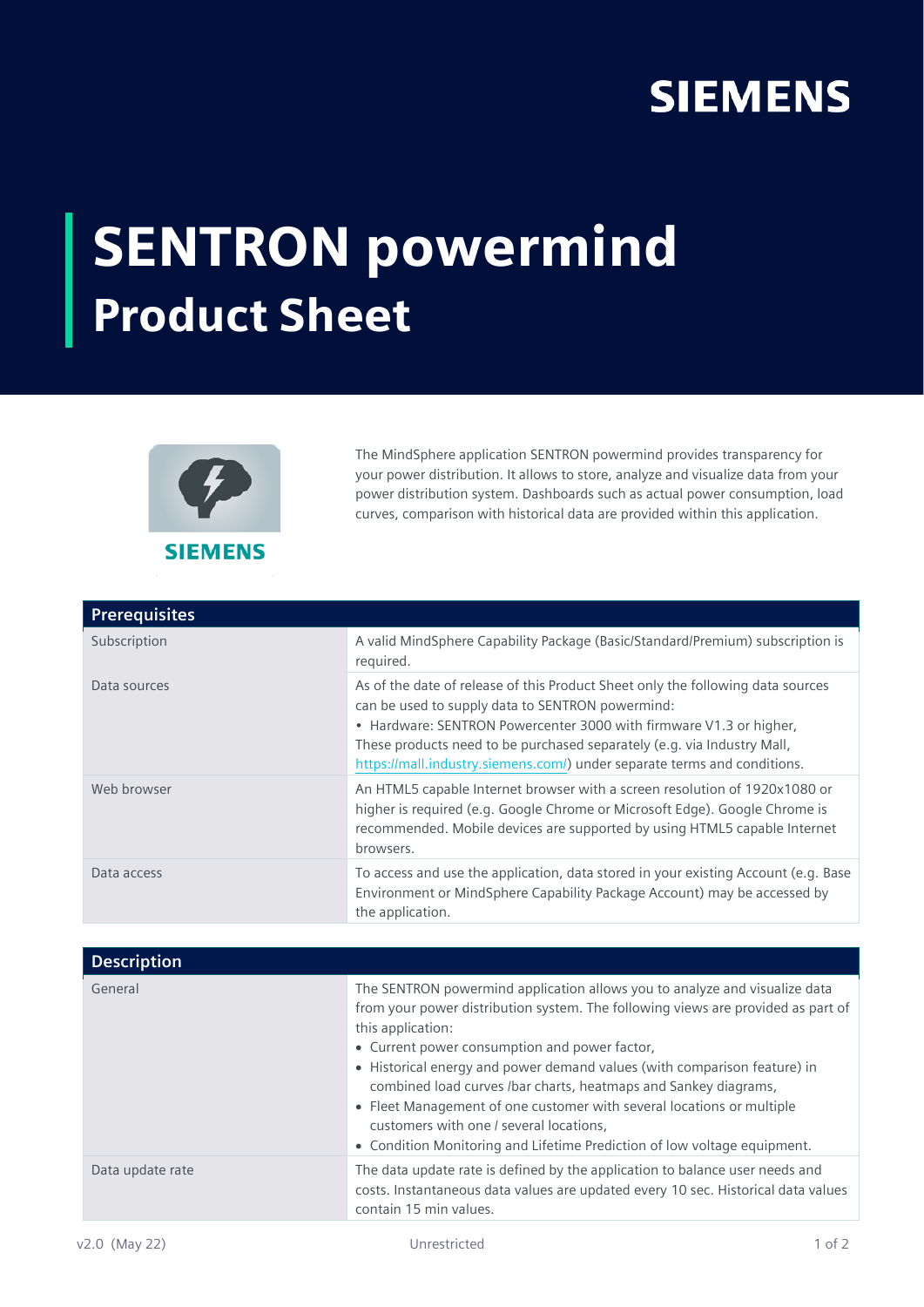# SENTRON powermind

## Product Sheet

The MindSphere application SENTRON powermind provides transparency for your power distribution. It allows to store, analyze and visualize data from your power distribution system. Dashboards such as actual power consumption, load curves, comparison with historical data are provided within this application.

| Prerequisites | |
|---|---|
| Subscription | A valid MindSphere Capability Package (Basic/Standard/Premium) subscription is required. |
| Data sources | As of the date of release of this Product Sheet only the following data sources can be used to supply data to SENTRON powermind:<br>• Hardware: SENTRON Powercenter 3000 with firmware V1.3 or higher,<br>These products need to be purchased separately (e.g. via Industry Mall, https://mall.industry.siemens.com/) under separate terms and conditions. |
| Web browser | An HTML5 capable Internet browser with a screen resolution of 1920x1080 or higher is required (e.g. Google Chrome or Microsoft Edge). Google Chrome is recommended. Mobile devices are supported by using HTML5 capable Internet browsers. |
| Data access | To access and use the application, data stored in your existing Account (e.g. Base Environment or MindSphere Capability Package Account) may be accessed by the application. |

| Description | |
|---|---|
| General | The SENTRON powermind application allows you to analyze and visualize data from your power distribution system. The following views are provided as part of this application:<br>• Current power consumption and power factor,<br>• Historical energy and power demand values (with comparison feature) in combined load curves /bar charts, heatmaps and Sankey diagrams,<br>• Fleet Management of one customer with several locations or multiple customers with one / several locations,<br>• Condition Monitoring and Lifetime Prediction of low voltage equipment. |
| Data update rate | The data update rate is defined by the application to balance user needs and costs. Instantaneous data values are updated every 10 sec. Historical data values contain 15 min values. |

v2.0 (May 22) Unrestricted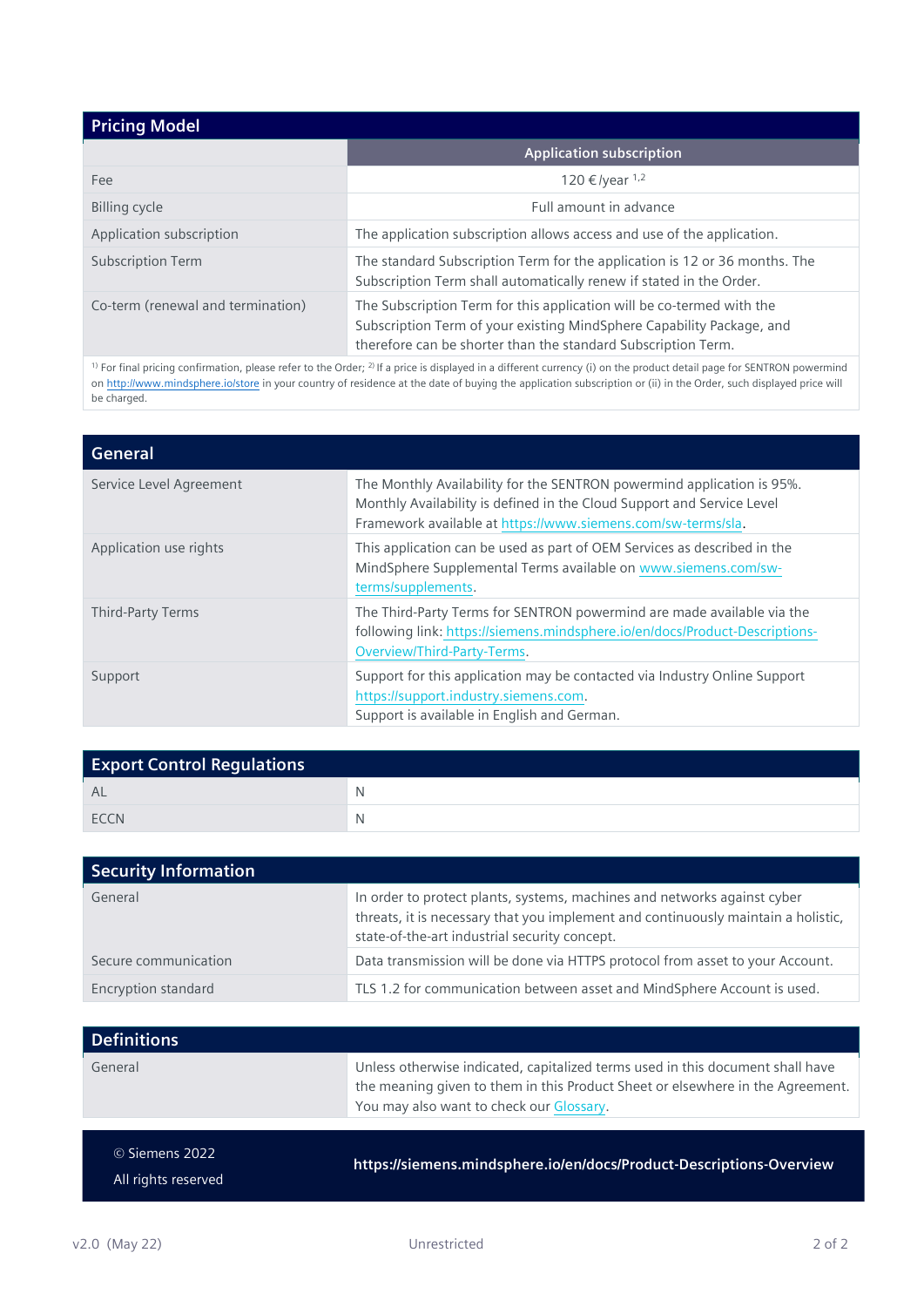## Pricing Model

| | Application subscription |
|---|---|
| Fee | 120 €/year [1,2] |
| Billing cycle | Full amount in advance |
| Application subscription | The application subscription allows access and use of the application. |
| Subscription Term | The standard Subscription Term for the application is 12 or 36 months. The Subscription Term shall automatically renew if stated in the Order. |
| Co-term (renewal and termination) | The Subscription Term for this application will be co-termed with the Subscription Term of your existing MindSphere Capability Package, and therefore can be shorter than the standard Subscription Term. |

[1] For final pricing confirmation, please refer to the Order; [2] If a price is displayed in a different currency (i) on the product detail page for SENTRON powermind on http://www.mindsphere.io/store in your country of residence at the date of buying the application subscription or (ii) in the Order, such displayed price will be charged.

## General

| | |
|---|---|
| Service Level Agreement | The Monthly Availability for the SENTRON powermind application is 95%. Monthly Availability is defined in the Cloud Support and Service Level Framework available at https://www.siemens.com/sw-terms/sla. |
| Application use rights | This application can be used as part of OEM Services as described in the MindSphere Supplemental Terms available on www.siemens.com/sw-terms/supplements. |
| Third-Party Terms | The Third-Party Terms for SENTRON powermind are made available via the following link: https://siemens.mindsphere.io/en/docs/Product-Descriptions-Overview/Third-Party-Terms. |
| Support | Support for this application may be contacted via Industry Online Support https://support.industry.siemens.com. Support is available in English and German. |

## Export Control Regulations

| | |
|---|---|
| AL | N |
| ECCN | N |

## Security Information

| | |
|---|---|
| General | In order to protect plants, systems, machines and networks against cyber threats, it is necessary that you implement and continuously maintain a holistic, state-of-the-art industrial security concept. |
| Secure communication | Data transmission will be done via HTTPS protocol from asset to your Account. |
| Encryption standard | TLS 1.2 for communication between asset and MindSphere Account is used. |

## Definitions

| | |
|---|---|
| General | Unless otherwise indicated, capitalized terms used in this document shall have the meaning given to them in this Product Sheet or elsewhere in the Agreement. You may also want to check our Glossary. |

© Siemens 2022

All rights reserved

**https://siemens.mindsphere.io/en/docs/Product-Descriptions-Overview**

v2.0 (May 22)

Unrestricted